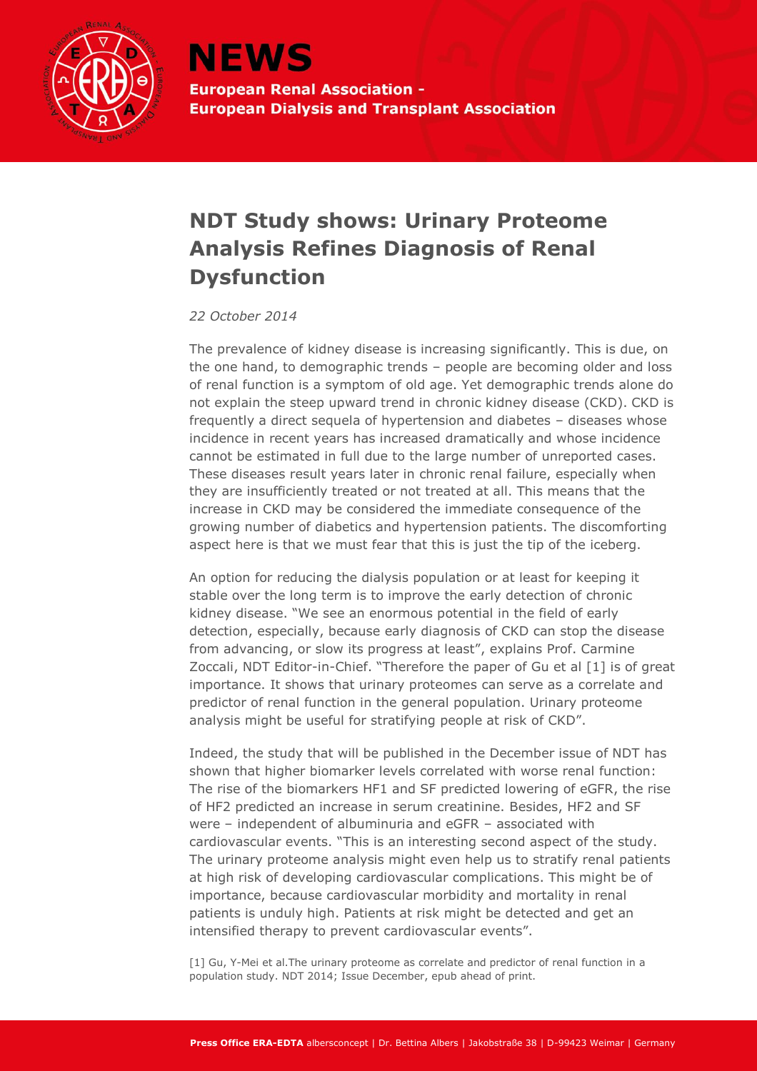# NEWS

**European Renal Association - European Dialysis and Transplant Association**

## NDT Study shows: Urinary Proteome Analysis Refines Diagnosis of Renal Dysfunction

*22 October 2014*

The prevalence of kidney disease is increasing significantly. This is due, on the one hand, to demographic trends – people are becoming older and loss of renal function is a symptom of old age. Yet demographic trends alone do not explain the steep upward trend in chronic kidney disease (CKD). CKD is frequently a direct sequela of hypertension and diabetes – diseases whose incidence in recent years has increased dramatically and whose incidence cannot be estimated in full due to the large number of unreported cases. These diseases result years later in chronic renal failure, especially when they are insufficiently treated or not treated at all. This means that the increase in CKD may be considered the immediate consequence of the growing number of diabetics and hypertension patients. The discomforting aspect here is that we must fear that this is just the tip of the iceberg.

An option for reducing the dialysis population or at least for keeping it stable over the long term is to improve the early detection of chronic kidney disease. "We see an enormous potential in the field of early detection, especially, because early diagnosis of CKD can stop the disease from advancing, or slow its progress at least", explains Prof. Carmine Zoccali, NDT Editor-in-Chief. "Therefore the paper of Gu et al [1] is of great importance. It shows that urinary proteomes can serve as a correlate and predictor of renal function in the general population. Urinary proteome analysis might be useful for stratifying people at risk of CKD".

Indeed, the study that will be published in the December issue of NDT has shown that higher biomarker levels correlated with worse renal function: The rise of the biomarkers HF1 and SF predicted lowering of eGFR, the rise of HF2 predicted an increase in serum creatinine. Besides, HF2 and SF were – independent of albuminuria and eGFR – associated with cardiovascular events. "This is an interesting second aspect of the study. The urinary proteome analysis might even help us to stratify renal patients at high risk of developing cardiovascular complications. This might be of importance, because cardiovascular morbidity and mortality in renal patients is unduly high. Patients at risk might be detected and get an intensified therapy to prevent cardiovascular events".

[1] Gu, Y-Mei et al.The urinary proteome as correlate and predictor of renal function in a population study. NDT 2014; Issue December, epub ahead of print.

**Press Office ERA-EDTA** albersconcept | Dr. Bettina Albers | Jakobstraße 38 | D-99423 Weimar | Germany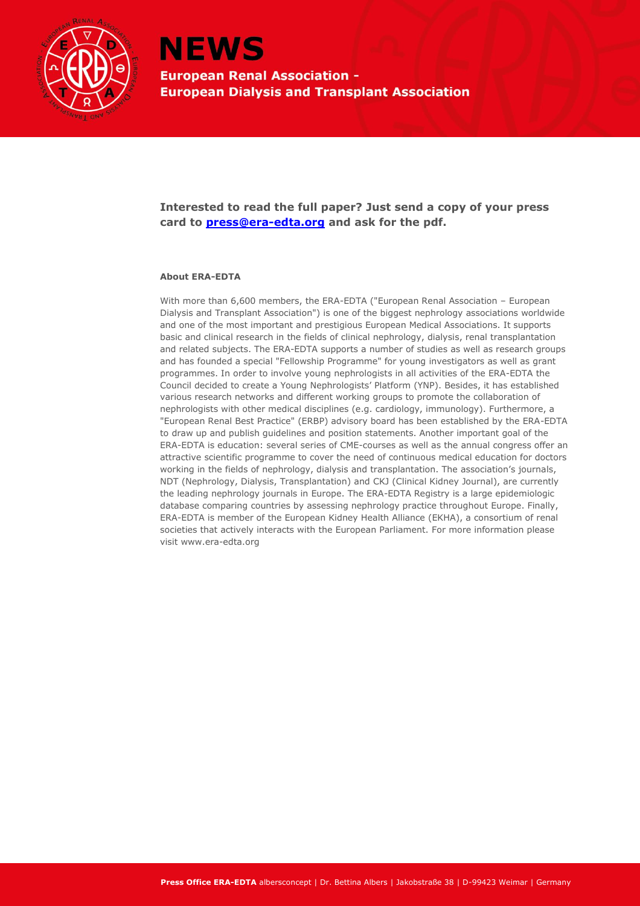**Interested to read the full paper? Just send a copy of your press card to [press@era-edta.org](mailto:press@era-edta.org) and ask for the pdf.**

**About ERA-EDTA**

With more than 6,600 members, the ERA-EDTA ("European Renal Association – European Dialysis and Transplant Association") is one of the biggest nephrology associations worldwide and one of the most important and prestigious European Medical Associations. It supports basic and clinical research in the fields of clinical nephrology, dialysis, renal transplantation and related subjects. The ERA-EDTA supports a number of studies as well as research groups and has founded a special "Fellowship Programme" for young investigators as well as grant programmes. In order to involve young nephrologists in all activities of the ERA-EDTA the Council decided to create a Young Nephrologists' Platform (YNP). Besides, it has established various research networks and different working groups to promote the collaboration of nephrologists with other medical disciplines (e.g. cardiology, immunology). Furthermore, a "European Renal Best Practice" (ERBP) advisory board has been established by the ERA-EDTA to draw up and publish guidelines and position statements. Another important goal of the ERA-EDTA is education: several series of CME-courses as well as the annual congress offer an attractive scientific programme to cover the need of continuous medical education for doctors working in the fields of nephrology, dialysis and transplantation. The association's journals, NDT (Nephrology, Dialysis, Transplantation) and CKJ (Clinical Kidney Journal), are currently the leading nephrology journals in Europe. The ERA-EDTA Registry is a large epidemiologic database comparing countries by assessing nephrology practice throughout Europe. Finally, ERA-EDTA is member of the European Kidney Health Alliance (EKHA), a consortium of renal societies that actively interacts with the European Parliament. For more information please visit www.era-edta.org

**Press Office ERA-EDTA** albersconcept | Dr. Bettina Albers | Jakobstraße 38 | D-99423 Weimar | Germany